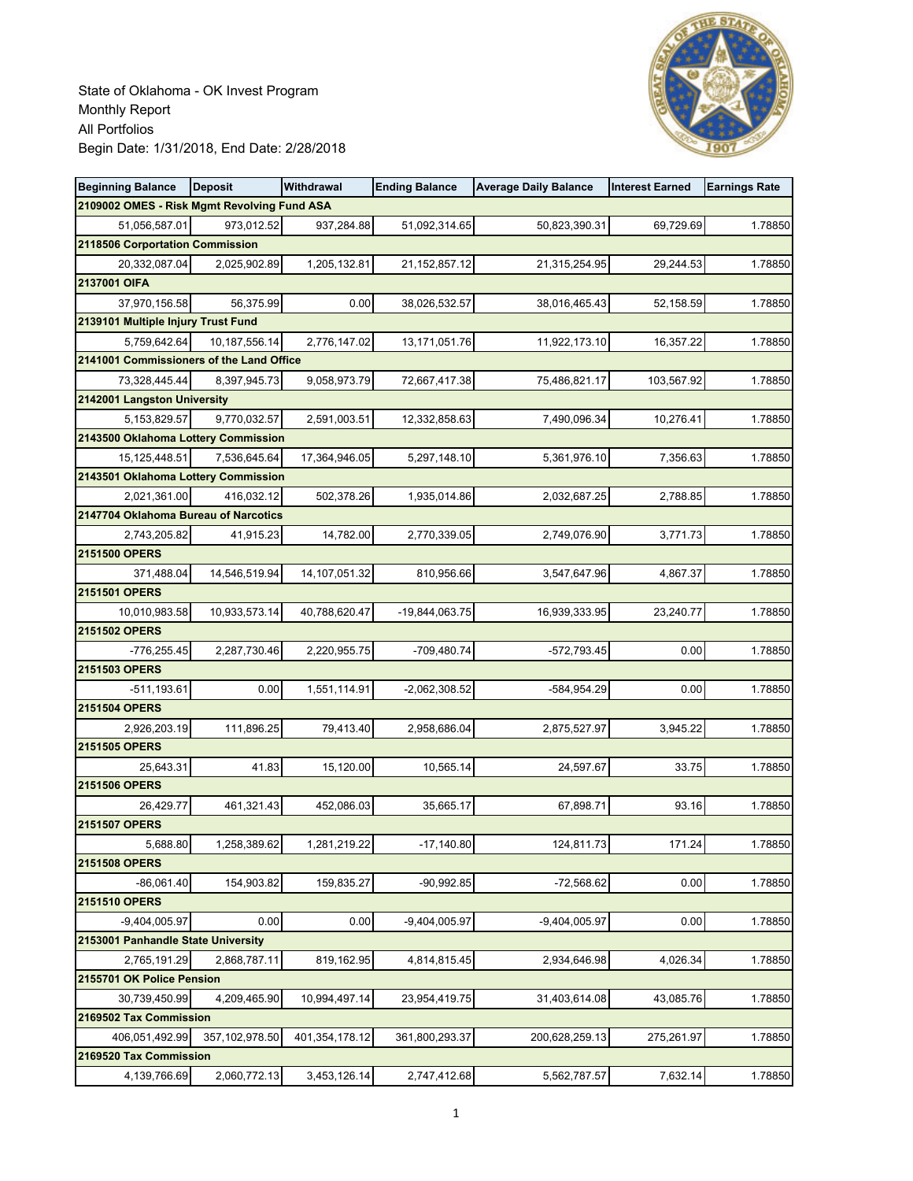State of Oklahoma - OK Invest Program
Monthly Report
All Portfolios
Begin Date: 1/31/2018, End Date: 2/28/2018

| Beginning Balance | Deposit | Withdrawal | Ending Balance | Average Daily Balance | Interest Earned | Earnings Rate |
|---|---|---|---|---|---|---|
| **2109002 OMES - Risk Mgmt Revolving Fund ASA** | | | | | | |
| 51,056,587.01 | 973,012.52 | 937,284.88 | 51,092,314.65 | 50,823,390.31 | 69,729.69 | 1.78850 |
| **2118506 Corportation Commission** | | | | | | |
| 20,332,087.04 | 2,025,902.89 | 1,205,132.81 | 21,152,857.12 | 21,315,254.95 | 29,244.53 | 1.78850 |
| **2137001 OIFA** | | | | | | |
| 37,970,156.58 | 56,375.99 | 0.00 | 38,026,532.57 | 38,016,465.43 | 52,158.59 | 1.78850 |
| **2139101 Multiple Injury Trust Fund** | | | | | | |
| 5,759,642.64 | 10,187,556.14 | 2,776,147.02 | 13,171,051.76 | 11,922,173.10 | 16,357.22 | 1.78850 |
| **2141001 Commissioners of the Land Office** | | | | | | |
| 73,328,445.44 | 8,397,945.73 | 9,058,973.79 | 72,667,417.38 | 75,486,821.17 | 103,567.92 | 1.78850 |
| **2142001 Langston University** | | | | | | |
| 5,153,829.57 | 9,770,032.57 | 2,591,003.51 | 12,332,858.63 | 7,490,096.34 | 10,276.41 | 1.78850 |
| **2143500 Oklahoma Lottery Commission** | | | | | | |
| 15,125,448.51 | 7,536,645.64 | 17,364,946.05 | 5,297,148.10 | 5,361,976.10 | 7,356.63 | 1.78850 |
| **2143501 Oklahoma Lottery Commission** | | | | | | |
| 2,021,361.00 | 416,032.12 | 502,378.26 | 1,935,014.86 | 2,032,687.25 | 2,788.85 | 1.78850 |
| **2147704 Oklahoma Bureau of Narcotics** | | | | | | |
| 2,743,205.82 | 41,915.23 | 14,782.00 | 2,770,339.05 | 2,749,076.90 | 3,771.73 | 1.78850 |
| **2151500 OPERS** | | | | | | |
| 371,488.04 | 14,546,519.94 | 14,107,051.32 | 810,956.66 | 3,547,647.96 | 4,867.37 | 1.78850 |
| **2151501 OPERS** | | | | | | |
| 10,010,983.58 | 10,933,573.14 | 40,788,620.47 | -19,844,063.75 | 16,939,333.95 | 23,240.77 | 1.78850 |
| **2151502 OPERS** | | | | | | |
| -776,255.45 | 2,287,730.46 | 2,220,955.75 | -709,480.74 | -572,793.45 | 0.00 | 1.78850 |
| **2151503 OPERS** | | | | | | |
| -511,193.61 | 0.00 | 1,551,114.91 | -2,062,308.52 | -584,954.29 | 0.00 | 1.78850 |
| **2151504 OPERS** | | | | | | |
| 2,926,203.19 | 111,896.25 | 79,413.40 | 2,958,686.04 | 2,875,527.97 | 3,945.22 | 1.78850 |
| **2151505 OPERS** | | | | | | |
| 25,643.31 | 41.83 | 15,120.00 | 10,565.14 | 24,597.67 | 33.75 | 1.78850 |
| **2151506 OPERS** | | | | | | |
| 26,429.77 | 461,321.43 | 452,086.03 | 35,665.17 | 67,898.71 | 93.16 | 1.78850 |
| **2151507 OPERS** | | | | | | |
| 5,688.80 | 1,258,389.62 | 1,281,219.22 | -17,140.80 | 124,811.73 | 171.24 | 1.78850 |
| **2151508 OPERS** | | | | | | |
| -86,061.40 | 154,903.82 | 159,835.27 | -90,992.85 | -72,568.62 | 0.00 | 1.78850 |
| **2151510 OPERS** | | | | | | |
| -9,404,005.97 | 0.00 | 0.00 | -9,404,005.97 | -9,404,005.97 | 0.00 | 1.78850 |
| **2153001 Panhandle State University** | | | | | | |
| 2,765,191.29 | 2,868,787.11 | 819,162.95 | 4,814,815.45 | 2,934,646.98 | 4,026.34 | 1.78850 |
| **2155701 OK Police Pension** | | | | | | |
| 30,739,450.99 | 4,209,465.90 | 10,994,497.14 | 23,954,419.75 | 31,403,614.08 | 43,085.76 | 1.78850 |
| **2169502 Tax Commission** | | | | | | |
| 406,051,492.99 | 357,102,978.50 | 401,354,178.12 | 361,800,293.37 | 200,628,259.13 | 275,261.97 | 1.78850 |
| **2169520 Tax Commission** | | | | | | |
| 4,139,766.69 | 2,060,772.13 | 3,453,126.14 | 2,747,412.68 | 5,562,787.57 | 7,632.14 | 1.78850 |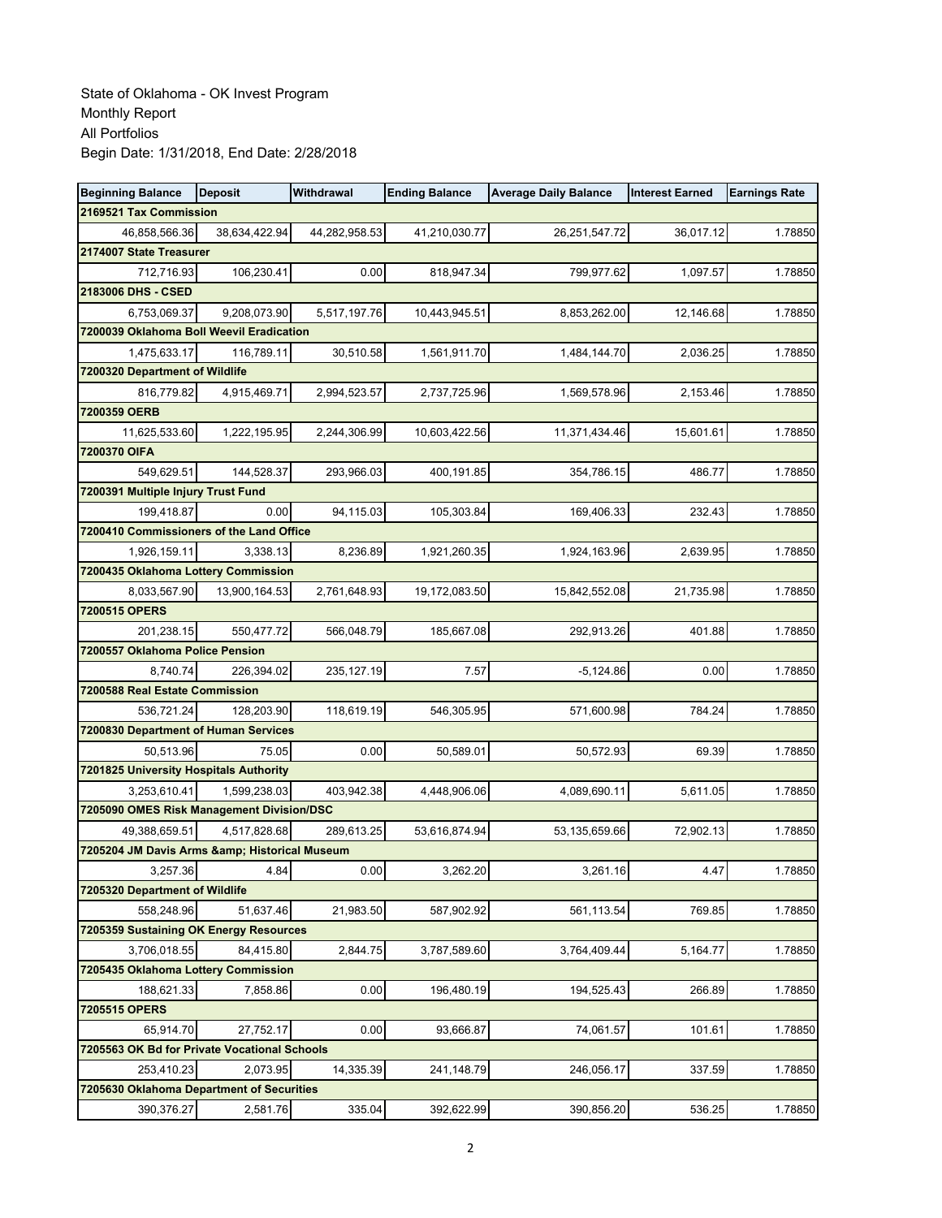State of Oklahoma - OK Invest Program
Monthly Report
All Portfolios
Begin Date: 1/31/2018, End Date: 2/28/2018

| Beginning Balance | Deposit | Withdrawal | Ending Balance | Average Daily Balance | Interest Earned | Earnings Rate |
|---|---|---|---|---|---|---|
| **2169521 Tax Commission** | | | | | | |
| 46,858,566.36 | 38,634,422.94 | 44,282,958.53 | 41,210,030.77 | 26,251,547.72 | 36,017.12 | 1.78850 |
| **2174007 State Treasurer** | | | | | | |
| 712,716.93 | 106,230.41 | 0.00 | 818,947.34 | 799,977.62 | 1,097.57 | 1.78850 |
| **2183006 DHS - CSED** | | | | | | |
| 6,753,069.37 | 9,208,073.90 | 5,517,197.76 | 10,443,945.51 | 8,853,262.00 | 12,146.68 | 1.78850 |
| **7200039 Oklahoma Boll Weevil Eradication** | | | | | | |
| 1,475,633.17 | 116,789.11 | 30,510.58 | 1,561,911.70 | 1,484,144.70 | 2,036.25 | 1.78850 |
| **7200320 Department of Wildlife** | | | | | | |
| 816,779.82 | 4,915,469.71 | 2,994,523.57 | 2,737,725.96 | 1,569,578.96 | 2,153.46 | 1.78850 |
| **7200359 OERB** | | | | | | |
| 11,625,533.60 | 1,222,195.95 | 2,244,306.99 | 10,603,422.56 | 11,371,434.46 | 15,601.61 | 1.78850 |
| **7200370 OIFA** | | | | | | |
| 549,629.51 | 144,528.37 | 293,966.03 | 400,191.85 | 354,786.15 | 486.77 | 1.78850 |
| **7200391 Multiple Injury Trust Fund** | | | | | | |
| 199,418.87 | 0.00 | 94,115.03 | 105,303.84 | 169,406.33 | 232.43 | 1.78850 |
| **7200410 Commissioners of the Land Office** | | | | | | |
| 1,926,159.11 | 3,338.13 | 8,236.89 | 1,921,260.35 | 1,924,163.96 | 2,639.95 | 1.78850 |
| **7200435 Oklahoma Lottery Commission** | | | | | | |
| 8,033,567.90 | 13,900,164.53 | 2,761,648.93 | 19,172,083.50 | 15,842,552.08 | 21,735.98 | 1.78850 |
| **7200515 OPERS** | | | | | | |
| 201,238.15 | 550,477.72 | 566,048.79 | 185,667.08 | 292,913.26 | 401.88 | 1.78850 |
| **7200557 Oklahoma Police Pension** | | | | | | |
| 8,740.74 | 226,394.02 | 235,127.19 | 7.57 | -5,124.86 | 0.00 | 1.78850 |
| **7200588 Real Estate Commission** | | | | | | |
| 536,721.24 | 128,203.90 | 118,619.19 | 546,305.95 | 571,600.98 | 784.24 | 1.78850 |
| **7200830 Department of Human Services** | | | | | | |
| 50,513.96 | 75.05 | 0.00 | 50,589.01 | 50,572.93 | 69.39 | 1.78850 |
| **7201825 University Hospitals Authority** | | | | | | |
| 3,253,610.41 | 1,599,238.03 | 403,942.38 | 4,448,906.06 | 4,089,690.11 | 5,611.05 | 1.78850 |
| **7205090 OMES Risk Management Division/DSC** | | | | | | |
| 49,388,659.51 | 4,517,828.68 | 289,613.25 | 53,616,874.94 | 53,135,659.66 | 72,902.13 | 1.78850 |
| **7205204 JM Davis Arms &amp; Historical Museum** | | | | | | |
| 3,257.36 | 4.84 | 0.00 | 3,262.20 | 3,261.16 | 4.47 | 1.78850 |
| **7205320 Department of Wildlife** | | | | | | |
| 558,248.96 | 51,637.46 | 21,983.50 | 587,902.92 | 561,113.54 | 769.85 | 1.78850 |
| **7205359 Sustaining OK Energy Resources** | | | | | | |
| 3,706,018.55 | 84,415.80 | 2,844.75 | 3,787,589.60 | 3,764,409.44 | 5,164.77 | 1.78850 |
| **7205435 Oklahoma Lottery Commission** | | | | | | |
| 188,621.33 | 7,858.86 | 0.00 | 196,480.19 | 194,525.43 | 266.89 | 1.78850 |
| **7205515 OPERS** | | | | | | |
| 65,914.70 | 27,752.17 | 0.00 | 93,666.87 | 74,061.57 | 101.61 | 1.78850 |
| **7205563 OK Bd for Private Vocational Schools** | | | | | | |
| 253,410.23 | 2,073.95 | 14,335.39 | 241,148.79 | 246,056.17 | 337.59 | 1.78850 |
| **7205630 Oklahoma Department of Securities** | | | | | | |
| 390,376.27 | 2,581.76 | 335.04 | 392,622.99 | 390,856.20 | 536.25 | 1.78850 |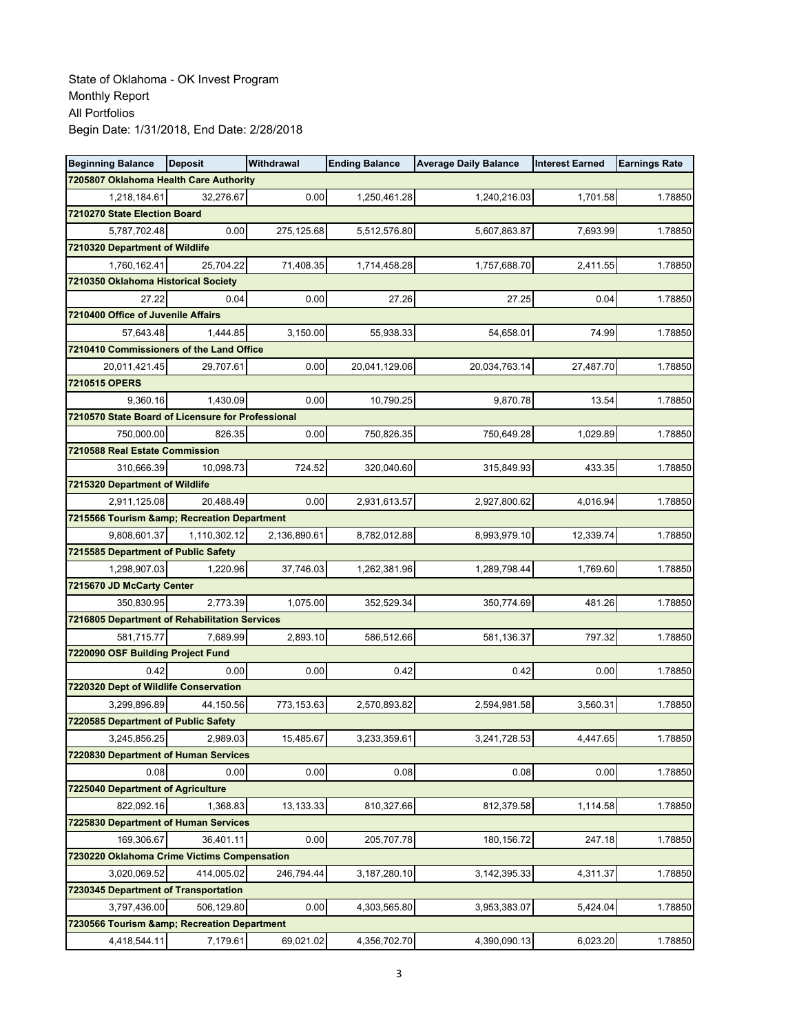State of Oklahoma - OK Invest Program
Monthly Report
All Portfolios
Begin Date: 1/31/2018, End Date: 2/28/2018

| Beginning Balance | Deposit | Withdrawal | Ending Balance | Average Daily Balance | Interest Earned | Earnings Rate |
|---|---|---|---|---|---|---|
| **7205807 Oklahoma Health Care Authority** | | | | | | |
| 1,218,184.61 | 32,276.67 | 0.00 | 1,250,461.28 | 1,240,216.03 | 1,701.58 | 1.78850 |
| **7210270 State Election Board** | | | | | | |
| 5,787,702.48 | 0.00 | 275,125.68 | 5,512,576.80 | 5,607,863.87 | 7,693.99 | 1.78850 |
| **7210320 Department of Wildlife** | | | | | | |
| 1,760,162.41 | 25,704.22 | 71,408.35 | 1,714,458.28 | 1,757,688.70 | 2,411.55 | 1.78850 |
| **7210350 Oklahoma Historical Society** | | | | | | |
| 27.22 | 0.04 | 0.00 | 27.26 | 27.25 | 0.04 | 1.78850 |
| **7210400 Office of Juvenile Affairs** | | | | | | |
| 57,643.48 | 1,444.85 | 3,150.00 | 55,938.33 | 54,658.01 | 74.99 | 1.78850 |
| **7210410 Commissioners of the Land Office** | | | | | | |
| 20,011,421.45 | 29,707.61 | 0.00 | 20,041,129.06 | 20,034,763.14 | 27,487.70 | 1.78850 |
| **7210515 OPERS** | | | | | | |
| 9,360.16 | 1,430.09 | 0.00 | 10,790.25 | 9,870.78 | 13.54 | 1.78850 |
| **7210570 State Board of Licensure for Professional** | | | | | | |
| 750,000.00 | 826.35 | 0.00 | 750,826.35 | 750,649.28 | 1,029.89 | 1.78850 |
| **7210588 Real Estate Commission** | | | | | | |
| 310,666.39 | 10,098.73 | 724.52 | 320,040.60 | 315,849.93 | 433.35 | 1.78850 |
| **7215320 Department of Wildlife** | | | | | | |
| 2,911,125.08 | 20,488.49 | 0.00 | 2,931,613.57 | 2,927,800.62 | 4,016.94 | 1.78850 |
| **7215566 Tourism &amp; Recreation Department** | | | | | | |
| 9,808,601.37 | 1,110,302.12 | 2,136,890.61 | 8,782,012.88 | 8,993,979.10 | 12,339.74 | 1.78850 |
| **7215585 Department of Public Safety** | | | | | | |
| 1,298,907.03 | 1,220.96 | 37,746.03 | 1,262,381.96 | 1,289,798.44 | 1,769.60 | 1.78850 |
| **7215670 JD McCarty Center** | | | | | | |
| 350,830.95 | 2,773.39 | 1,075.00 | 352,529.34 | 350,774.69 | 481.26 | 1.78850 |
| **7216805 Department of Rehabilitation Services** | | | | | | |
| 581,715.77 | 7,689.99 | 2,893.10 | 586,512.66 | 581,136.37 | 797.32 | 1.78850 |
| **7220090 OSF Building Project Fund** | | | | | | |
| 0.42 | 0.00 | 0.00 | 0.42 | 0.42 | 0.00 | 1.78850 |
| **7220320 Dept of Wildlife Conservation** | | | | | | |
| 3,299,896.89 | 44,150.56 | 773,153.63 | 2,570,893.82 | 2,594,981.58 | 3,560.31 | 1.78850 |
| **7220585 Department of Public Safety** | | | | | | |
| 3,245,856.25 | 2,989.03 | 15,485.67 | 3,233,359.61 | 3,241,728.53 | 4,447.65 | 1.78850 |
| **7220830 Department of Human Services** | | | | | | |
| 0.08 | 0.00 | 0.00 | 0.08 | 0.08 | 0.00 | 1.78850 |
| **7225040 Department of Agriculture** | | | | | | |
| 822,092.16 | 1,368.83 | 13,133.33 | 810,327.66 | 812,379.58 | 1,114.58 | 1.78850 |
| **7225830 Department of Human Services** | | | | | | |
| 169,306.67 | 36,401.11 | 0.00 | 205,707.78 | 180,156.72 | 247.18 | 1.78850 |
| **7230220 Oklahoma Crime Victims Compensation** | | | | | | |
| 3,020,069.52 | 414,005.02 | 246,794.44 | 3,187,280.10 | 3,142,395.33 | 4,311.37 | 1.78850 |
| **7230345 Department of Transportation** | | | | | | |
| 3,797,436.00 | 506,129.80 | 0.00 | 4,303,565.80 | 3,953,383.07 | 5,424.04 | 1.78850 |
| **7230566 Tourism &amp; Recreation Department** | | | | | | |
| 4,418,544.11 | 7,179.61 | 69,021.02 | 4,356,702.70 | 4,390,090.13 | 6,023.20 | 1.78850 |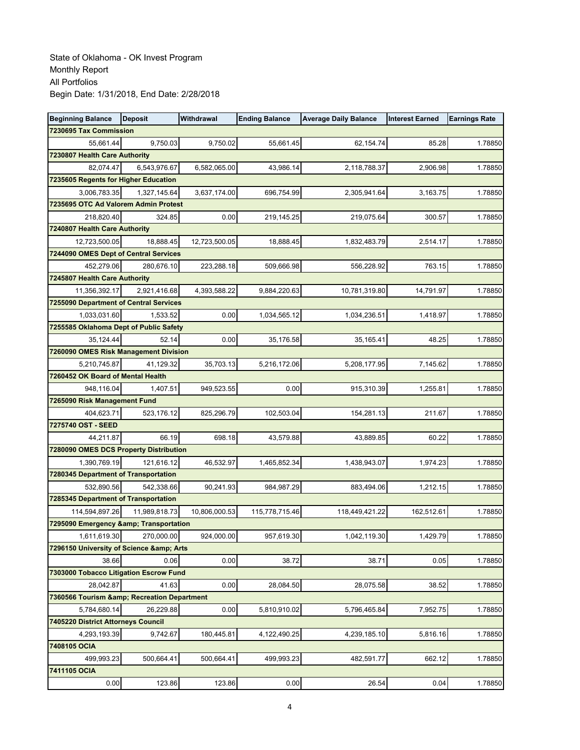State of Oklahoma - OK Invest Program
Monthly Report
All Portfolios
Begin Date: 1/31/2018, End Date: 2/28/2018

| Beginning Balance | Deposit | Withdrawal | Ending Balance | Average Daily Balance | Interest Earned | Earnings Rate |
|---|---|---|---|---|---|---|
| **7230695 Tax Commission** | | | | | | |
| 55,661.44 | 9,750.03 | 9,750.02 | 55,661.45 | 62,154.74 | 85.28 | 1.78850 |
| **7230807 Health Care Authority** | | | | | | |
| 82,074.47 | 6,543,976.67 | 6,582,065.00 | 43,986.14 | 2,118,788.37 | 2,906.98 | 1.78850 |
| **7235605 Regents for Higher Education** | | | | | | |
| 3,006,783.35 | 1,327,145.64 | 3,637,174.00 | 696,754.99 | 2,305,941.64 | 3,163.75 | 1.78850 |
| **7235695 OTC Ad Valorem Admin Protest** | | | | | | |
| 218,820.40 | 324.85 | 0.00 | 219,145.25 | 219,075.64 | 300.57 | 1.78850 |
| **7240807 Health Care Authority** | | | | | | |
| 12,723,500.05 | 18,888.45 | 12,723,500.05 | 18,888.45 | 1,832,483.79 | 2,514.17 | 1.78850 |
| **7244090 OMES Dept of Central Services** | | | | | | |
| 452,279.06 | 280,676.10 | 223,288.18 | 509,666.98 | 556,228.92 | 763.15 | 1.78850 |
| **7245807 Health Care Authority** | | | | | | |
| 11,356,392.17 | 2,921,416.68 | 4,393,588.22 | 9,884,220.63 | 10,781,319.80 | 14,791.97 | 1.78850 |
| **7255090 Department of Central Services** | | | | | | |
| 1,033,031.60 | 1,533.52 | 0.00 | 1,034,565.12 | 1,034,236.51 | 1,418.97 | 1.78850 |
| **7255585 Oklahoma Dept of Public Safety** | | | | | | |
| 35,124.44 | 52.14 | 0.00 | 35,176.58 | 35,165.41 | 48.25 | 1.78850 |
| **7260090 OMES Risk Management Division** | | | | | | |
| 5,210,745.87 | 41,129.32 | 35,703.13 | 5,216,172.06 | 5,208,177.95 | 7,145.62 | 1.78850 |
| **7260452 OK Board of Mental Health** | | | | | | |
| 948,116.04 | 1,407.51 | 949,523.55 | 0.00 | 915,310.39 | 1,255.81 | 1.78850 |
| **7265090 Risk Management Fund** | | | | | | |
| 404,623.71 | 523,176.12 | 825,296.79 | 102,503.04 | 154,281.13 | 211.67 | 1.78850 |
| **7275740 OST - SEED** | | | | | | |
| 44,211.87 | 66.19 | 698.18 | 43,579.88 | 43,889.85 | 60.22 | 1.78850 |
| **7280090 OMES DCS Property Distribution** | | | | | | |
| 1,390,769.19 | 121,616.12 | 46,532.97 | 1,465,852.34 | 1,438,943.07 | 1,974.23 | 1.78850 |
| **7280345 Department of Transportation** | | | | | | |
| 532,890.56 | 542,338.66 | 90,241.93 | 984,987.29 | 883,494.06 | 1,212.15 | 1.78850 |
| **7285345 Department of Transportation** | | | | | | |
| 114,594,897.26 | 11,989,818.73 | 10,806,000.53 | 115,778,715.46 | 118,449,421.22 | 162,512.61 | 1.78850 |
| **7295090 Emergency &amp; Transportation** | | | | | | |
| 1,611,619.30 | 270,000.00 | 924,000.00 | 957,619.30 | 1,042,119.30 | 1,429.79 | 1.78850 |
| **7296150 University of Science &amp; Arts** | | | | | | |
| 38.66 | 0.06 | 0.00 | 38.72 | 38.71 | 0.05 | 1.78850 |
| **7303000 Tobacco Litigation Escrow Fund** | | | | | | |
| 28,042.87 | 41.63 | 0.00 | 28,084.50 | 28,075.58 | 38.52 | 1.78850 |
| **7360566 Tourism &amp; Recreation Department** | | | | | | |
| 5,784,680.14 | 26,229.88 | 0.00 | 5,810,910.02 | 5,796,465.84 | 7,952.75 | 1.78850 |
| **7405220 District Attorneys Council** | | | | | | |
| 4,293,193.39 | 9,742.67 | 180,445.81 | 4,122,490.25 | 4,239,185.10 | 5,816.16 | 1.78850 |
| **7408105 OCIA** | | | | | | |
| 499,993.23 | 500,664.41 | 500,664.41 | 499,993.23 | 482,591.77 | 662.12 | 1.78850 |
| **7411105 OCIA** | | | | | | |
| 0.00 | 123.86 | 123.86 | 0.00 | 26.54 | 0.04 | 1.78850 |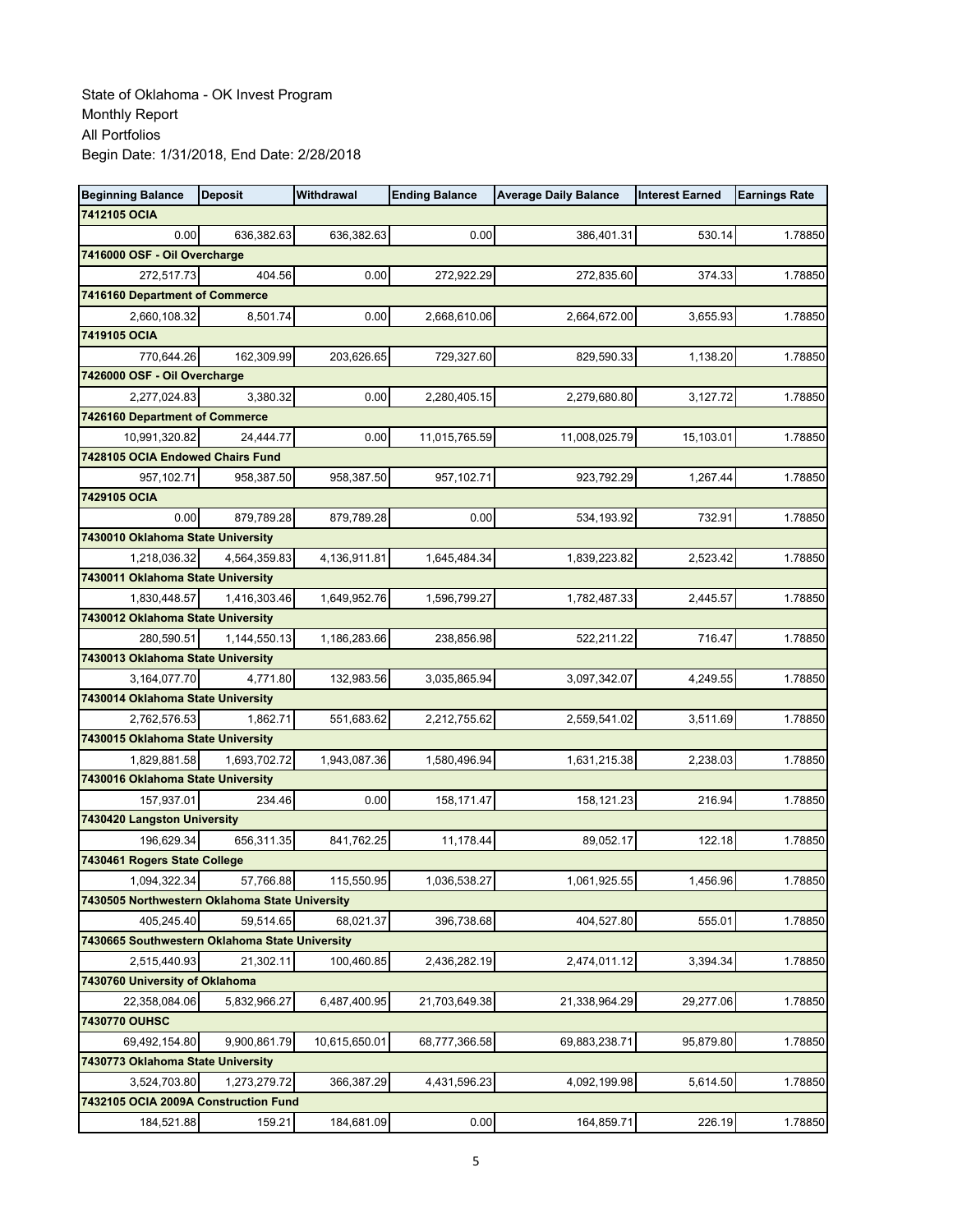State of Oklahoma - OK Invest Program
Monthly Report
All Portfolios
Begin Date: 1/31/2018, End Date: 2/28/2018

| Beginning Balance | Deposit | Withdrawal | Ending Balance | Average Daily Balance | Interest Earned | Earnings Rate |
|---|---|---|---|---|---|---|
| **7412105 OCIA** | | | | | | |
| 0.00 | 636,382.63 | 636,382.63 | 0.00 | 386,401.31 | 530.14 | 1.78850 |
| **7416000 OSF - Oil Overcharge** | | | | | | |
| 272,517.73 | 404.56 | 0.00 | 272,922.29 | 272,835.60 | 374.33 | 1.78850 |
| **7416160 Department of Commerce** | | | | | | |
| 2,660,108.32 | 8,501.74 | 0.00 | 2,668,610.06 | 2,664,672.00 | 3,655.93 | 1.78850 |
| **7419105 OCIA** | | | | | | |
| 770,644.26 | 162,309.99 | 203,626.65 | 729,327.60 | 829,590.33 | 1,138.20 | 1.78850 |
| **7426000 OSF - Oil Overcharge** | | | | | | |
| 2,277,024.83 | 3,380.32 | 0.00 | 2,280,405.15 | 2,279,680.80 | 3,127.72 | 1.78850 |
| **7426160 Department of Commerce** | | | | | | |
| 10,991,320.82 | 24,444.77 | 0.00 | 11,015,765.59 | 11,008,025.79 | 15,103.01 | 1.78850 |
| **7428105 OCIA Endowed Chairs Fund** | | | | | | |
| 957,102.71 | 958,387.50 | 958,387.50 | 957,102.71 | 923,792.29 | 1,267.44 | 1.78850 |
| **7429105 OCIA** | | | | | | |
| 0.00 | 879,789.28 | 879,789.28 | 0.00 | 534,193.92 | 732.91 | 1.78850 |
| **7430010 Oklahoma State University** | | | | | | |
| 1,218,036.32 | 4,564,359.83 | 4,136,911.81 | 1,645,484.34 | 1,839,223.82 | 2,523.42 | 1.78850 |
| **7430011 Oklahoma State University** | | | | | | |
| 1,830,448.57 | 1,416,303.46 | 1,649,952.76 | 1,596,799.27 | 1,782,487.33 | 2,445.57 | 1.78850 |
| **7430012 Oklahoma State University** | | | | | | |
| 280,590.51 | 1,144,550.13 | 1,186,283.66 | 238,856.98 | 522,211.22 | 716.47 | 1.78850 |
| **7430013 Oklahoma State University** | | | | | | |
| 3,164,077.70 | 4,771.80 | 132,983.56 | 3,035,865.94 | 3,097,342.07 | 4,249.55 | 1.78850 |
| **7430014 Oklahoma State University** | | | | | | |
| 2,762,576.53 | 1,862.71 | 551,683.62 | 2,212,755.62 | 2,559,541.02 | 3,511.69 | 1.78850 |
| **7430015 Oklahoma State University** | | | | | | |
| 1,829,881.58 | 1,693,702.72 | 1,943,087.36 | 1,580,496.94 | 1,631,215.38 | 2,238.03 | 1.78850 |
| **7430016 Oklahoma State University** | | | | | | |
| 157,937.01 | 234.46 | 0.00 | 158,171.47 | 158,121.23 | 216.94 | 1.78850 |
| **7430420 Langston University** | | | | | | |
| 196,629.34 | 656,311.35 | 841,762.25 | 11,178.44 | 89,052.17 | 122.18 | 1.78850 |
| **7430461 Rogers State College** | | | | | | |
| 1,094,322.34 | 57,766.88 | 115,550.95 | 1,036,538.27 | 1,061,925.55 | 1,456.96 | 1.78850 |
| **7430505 Northwestern Oklahoma State University** | | | | | | |
| 405,245.40 | 59,514.65 | 68,021.37 | 396,738.68 | 404,527.80 | 555.01 | 1.78850 |
| **7430665 Southwestern Oklahoma State University** | | | | | | |
| 2,515,440.93 | 21,302.11 | 100,460.85 | 2,436,282.19 | 2,474,011.12 | 3,394.34 | 1.78850 |
| **7430760 University of Oklahoma** | | | | | | |
| 22,358,084.06 | 5,832,966.27 | 6,487,400.95 | 21,703,649.38 | 21,338,964.29 | 29,277.06 | 1.78850 |
| **7430770 OUHSC** | | | | | | |
| 69,492,154.80 | 9,900,861.79 | 10,615,650.01 | 68,777,366.58 | 69,883,238.71 | 95,879.80 | 1.78850 |
| **7430773 Oklahoma State University** | | | | | | |
| 3,524,703.80 | 1,273,279.72 | 366,387.29 | 4,431,596.23 | 4,092,199.98 | 5,614.50 | 1.78850 |
| **7432105 OCIA 2009A Construction Fund** | | | | | | |
| 184,521.88 | 159.21 | 184,681.09 | 0.00 | 164,859.71 | 226.19 | 1.78850 |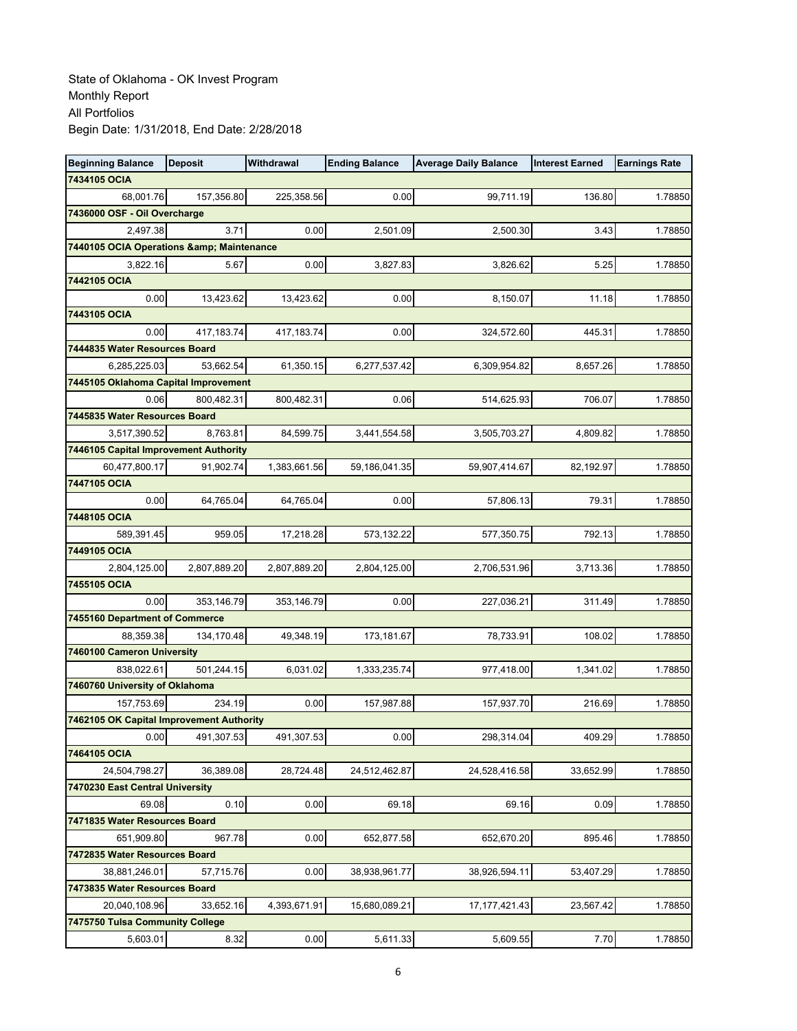State of Oklahoma - OK Invest Program
Monthly Report
All Portfolios
Begin Date: 1/31/2018, End Date: 2/28/2018

| Beginning Balance | Deposit | Withdrawal | Ending Balance | Average Daily Balance | Interest Earned | Earnings Rate |
|---|---|---|---|---|---|---|
| **7434105 OCIA** | | | | | | |
| 68,001.76 | 157,356.80 | 225,358.56 | 0.00 | 99,711.19 | 136.80 | 1.78850 |
| **7436000 OSF - Oil Overcharge** | | | | | | |
| 2,497.38 | 3.71 | 0.00 | 2,501.09 | 2,500.30 | 3.43 | 1.78850 |
| **7440105 OCIA Operations &amp; Maintenance** | | | | | | |
| 3,822.16 | 5.67 | 0.00 | 3,827.83 | 3,826.62 | 5.25 | 1.78850 |
| **7442105 OCIA** | | | | | | |
| 0.00 | 13,423.62 | 13,423.62 | 0.00 | 8,150.07 | 11.18 | 1.78850 |
| **7443105 OCIA** | | | | | | |
| 0.00 | 417,183.74 | 417,183.74 | 0.00 | 324,572.60 | 445.31 | 1.78850 |
| **7444835 Water Resources Board** | | | | | | |
| 6,285,225.03 | 53,662.54 | 61,350.15 | 6,277,537.42 | 6,309,954.82 | 8,657.26 | 1.78850 |
| **7445105 Oklahoma Capital Improvement** | | | | | | |
| 0.06 | 800,482.31 | 800,482.31 | 0.06 | 514,625.93 | 706.07 | 1.78850 |
| **7445835 Water Resources Board** | | | | | | |
| 3,517,390.52 | 8,763.81 | 84,599.75 | 3,441,554.58 | 3,505,703.27 | 4,809.82 | 1.78850 |
| **7446105 Capital Improvement Authority** | | | | | | |
| 60,477,800.17 | 91,902.74 | 1,383,661.56 | 59,186,041.35 | 59,907,414.67 | 82,192.97 | 1.78850 |
| **7447105 OCIA** | | | | | | |
| 0.00 | 64,765.04 | 64,765.04 | 0.00 | 57,806.13 | 79.31 | 1.78850 |
| **7448105 OCIA** | | | | | | |
| 589,391.45 | 959.05 | 17,218.28 | 573,132.22 | 577,350.75 | 792.13 | 1.78850 |
| **7449105 OCIA** | | | | | | |
| 2,804,125.00 | 2,807,889.20 | 2,807,889.20 | 2,804,125.00 | 2,706,531.96 | 3,713.36 | 1.78850 |
| **7455105 OCIA** | | | | | | |
| 0.00 | 353,146.79 | 353,146.79 | 0.00 | 227,036.21 | 311.49 | 1.78850 |
| **7455160 Department of Commerce** | | | | | | |
| 88,359.38 | 134,170.48 | 49,348.19 | 173,181.67 | 78,733.91 | 108.02 | 1.78850 |
| **7460100 Cameron University** | | | | | | |
| 838,022.61 | 501,244.15 | 6,031.02 | 1,333,235.74 | 977,418.00 | 1,341.02 | 1.78850 |
| **7460760 University of Oklahoma** | | | | | | |
| 157,753.69 | 234.19 | 0.00 | 157,987.88 | 157,937.70 | 216.69 | 1.78850 |
| **7462105 OK Capital Improvement Authority** | | | | | | |
| 0.00 | 491,307.53 | 491,307.53 | 0.00 | 298,314.04 | 409.29 | 1.78850 |
| **7464105 OCIA** | | | | | | |
| 24,504,798.27 | 36,389.08 | 28,724.48 | 24,512,462.87 | 24,528,416.58 | 33,652.99 | 1.78850 |
| **7470230 East Central University** | | | | | | |
| 69.08 | 0.10 | 0.00 | 69.18 | 69.16 | 0.09 | 1.78850 |
| **7471835 Water Resources Board** | | | | | | |
| 651,909.80 | 967.78 | 0.00 | 652,877.58 | 652,670.20 | 895.46 | 1.78850 |
| **7472835 Water Resources Board** | | | | | | |
| 38,881,246.01 | 57,715.76 | 0.00 | 38,938,961.77 | 38,926,594.11 | 53,407.29 | 1.78850 |
| **7473835 Water Resources Board** | | | | | | |
| 20,040,108.96 | 33,652.16 | 4,393,671.91 | 15,680,089.21 | 17,177,421.43 | 23,567.42 | 1.78850 |
| **7475750 Tulsa Community College** | | | | | | |
| 5,603.01 | 8.32 | 0.00 | 5,611.33 | 5,609.55 | 7.70 | 1.78850 |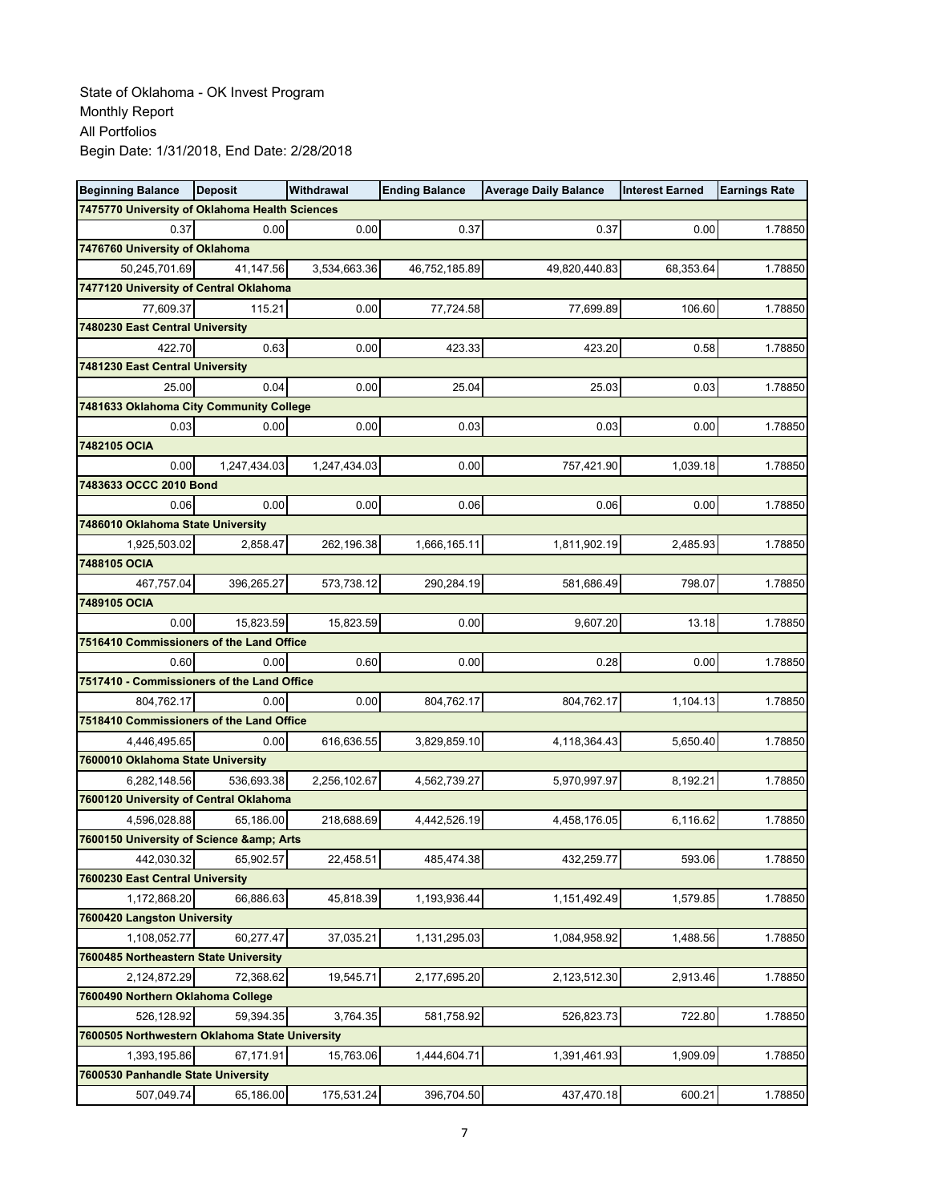State of Oklahoma - OK Invest Program
Monthly Report
All Portfolios
Begin Date: 1/31/2018, End Date: 2/28/2018

| Beginning Balance | Deposit | Withdrawal | Ending Balance | Average Daily Balance | Interest Earned | Earnings Rate |
|---|---|---|---|---|---|---|
| **7475770 University of Oklahoma Health Sciences** | | | | | | |
| 0.37 | 0.00 | 0.00 | 0.37 | 0.37 | 0.00 | 1.78850 |
| **7476760 University of Oklahoma** | | | | | | |
| 50,245,701.69 | 41,147.56 | 3,534,663.36 | 46,752,185.89 | 49,820,440.83 | 68,353.64 | 1.78850 |
| **7477120 University of Central Oklahoma** | | | | | | |
| 77,609.37 | 115.21 | 0.00 | 77,724.58 | 77,699.89 | 106.60 | 1.78850 |
| **7480230 East Central University** | | | | | | |
| 422.70 | 0.63 | 0.00 | 423.33 | 423.20 | 0.58 | 1.78850 |
| **7481230 East Central University** | | | | | | |
| 25.00 | 0.04 | 0.00 | 25.04 | 25.03 | 0.03 | 1.78850 |
| **7481633 Oklahoma City Community College** | | | | | | |
| 0.03 | 0.00 | 0.00 | 0.03 | 0.03 | 0.00 | 1.78850 |
| **7482105 OCIA** | | | | | | |
| 0.00 | 1,247,434.03 | 1,247,434.03 | 0.00 | 757,421.90 | 1,039.18 | 1.78850 |
| **7483633 OCCC 2010 Bond** | | | | | | |
| 0.06 | 0.00 | 0.00 | 0.06 | 0.06 | 0.00 | 1.78850 |
| **7486010 Oklahoma State University** | | | | | | |
| 1,925,503.02 | 2,858.47 | 262,196.38 | 1,666,165.11 | 1,811,902.19 | 2,485.93 | 1.78850 |
| **7488105 OCIA** | | | | | | |
| 467,757.04 | 396,265.27 | 573,738.12 | 290,284.19 | 581,686.49 | 798.07 | 1.78850 |
| **7489105 OCIA** | | | | | | |
| 0.00 | 15,823.59 | 15,823.59 | 0.00 | 9,607.20 | 13.18 | 1.78850 |
| **7516410 Commissioners of the Land Office** | | | | | | |
| 0.60 | 0.00 | 0.60 | 0.00 | 0.28 | 0.00 | 1.78850 |
| **7517410 - Commissioners of the Land Office** | | | | | | |
| 804,762.17 | 0.00 | 0.00 | 804,762.17 | 804,762.17 | 1,104.13 | 1.78850 |
| **7518410 Commissioners of the Land Office** | | | | | | |
| 4,446,495.65 | 0.00 | 616,636.55 | 3,829,859.10 | 4,118,364.43 | 5,650.40 | 1.78850 |
| **7600010 Oklahoma State University** | | | | | | |
| 6,282,148.56 | 536,693.38 | 2,256,102.67 | 4,562,739.27 | 5,970,997.97 | 8,192.21 | 1.78850 |
| **7600120 University of Central Oklahoma** | | | | | | |
| 4,596,028.88 | 65,186.00 | 218,688.69 | 4,442,526.19 | 4,458,176.05 | 6,116.62 | 1.78850 |
| **7600150 University of Science &amp; Arts** | | | | | | |
| 442,030.32 | 65,902.57 | 22,458.51 | 485,474.38 | 432,259.77 | 593.06 | 1.78850 |
| **7600230 East Central University** | | | | | | |
| 1,172,868.20 | 66,886.63 | 45,818.39 | 1,193,936.44 | 1,151,492.49 | 1,579.85 | 1.78850 |
| **7600420 Langston University** | | | | | | |
| 1,108,052.77 | 60,277.47 | 37,035.21 | 1,131,295.03 | 1,084,958.92 | 1,488.56 | 1.78850 |
| **7600485 Northeastern State University** | | | | | | |
| 2,124,872.29 | 72,368.62 | 19,545.71 | 2,177,695.20 | 2,123,512.30 | 2,913.46 | 1.78850 |
| **7600490 Northern Oklahoma College** | | | | | | |
| 526,128.92 | 59,394.35 | 3,764.35 | 581,758.92 | 526,823.73 | 722.80 | 1.78850 |
| **7600505 Northwestern Oklahoma State University** | | | | | | |
| 1,393,195.86 | 67,171.91 | 15,763.06 | 1,444,604.71 | 1,391,461.93 | 1,909.09 | 1.78850 |
| **7600530 Panhandle State University** | | | | | | |
| 507,049.74 | 65,186.00 | 175,531.24 | 396,704.50 | 437,470.18 | 600.21 | 1.78850 |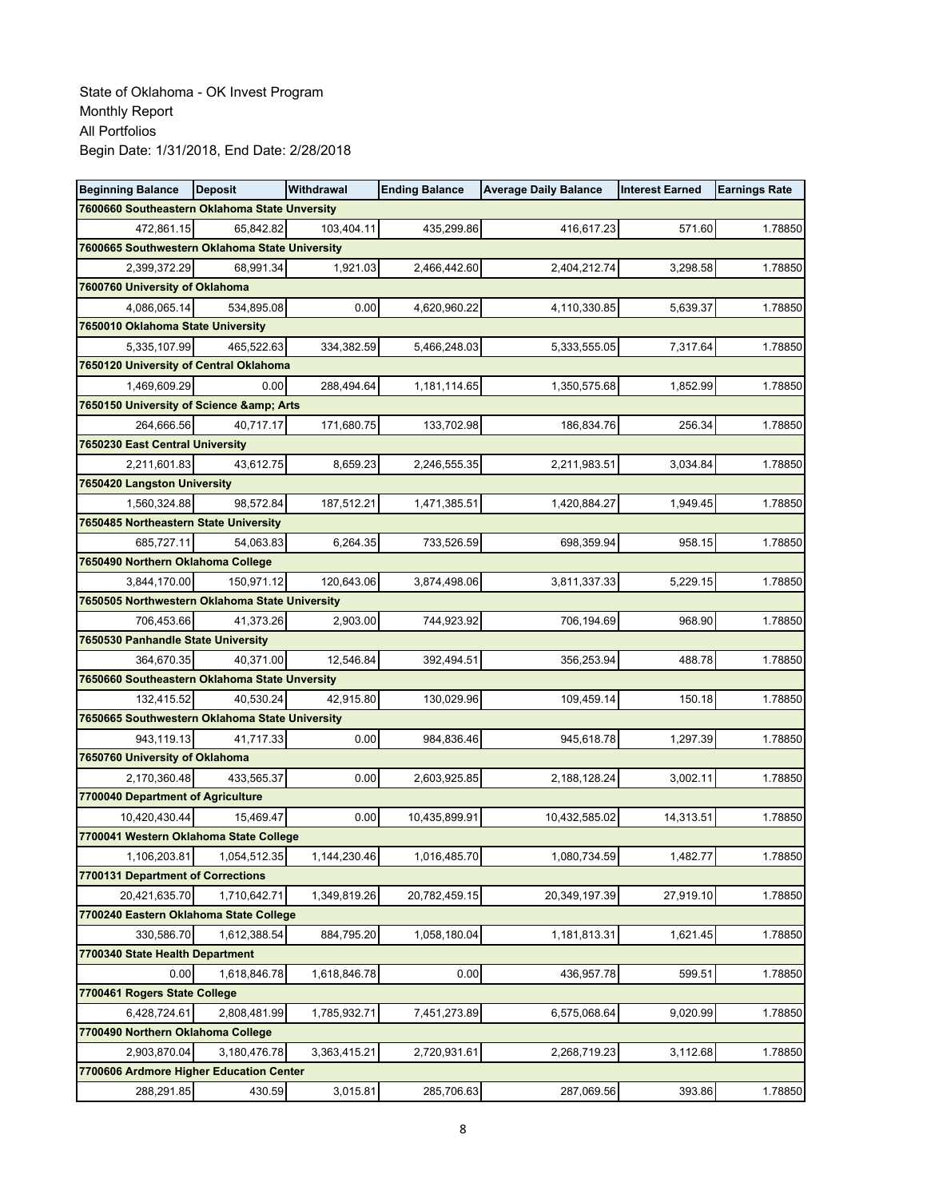State of Oklahoma - OK Invest Program
Monthly Report
All Portfolios
Begin Date: 1/31/2018, End Date: 2/28/2018

| Beginning Balance | Deposit | Withdrawal | Ending Balance | Average Daily Balance | Interest Earned | Earnings Rate |
|---|---|---|---|---|---|---|
| **7600660 Southeastern Oklahoma State Unversity** | | | | | | |
| 472,861.15 | 65,842.82 | 103,404.11 | 435,299.86 | 416,617.23 | 571.60 | 1.78850 |
| **7600665 Southwestern Oklahoma State University** | | | | | | |
| 2,399,372.29 | 68,991.34 | 1,921.03 | 2,466,442.60 | 2,404,212.74 | 3,298.58 | 1.78850 |
| **7600760 University of Oklahoma** | | | | | | |
| 4,086,065.14 | 534,895.08 | 0.00 | 4,620,960.22 | 4,110,330.85 | 5,639.37 | 1.78850 |
| **7650010 Oklahoma State University** | | | | | | |
| 5,335,107.99 | 465,522.63 | 334,382.59 | 5,466,248.03 | 5,333,555.05 | 7,317.64 | 1.78850 |
| **7650120 University of Central Oklahoma** | | | | | | |
| 1,469,609.29 | 0.00 | 288,494.64 | 1,181,114.65 | 1,350,575.68 | 1,852.99 | 1.78850 |
| **7650150 University of Science &amp; Arts** | | | | | | |
| 264,666.56 | 40,717.17 | 171,680.75 | 133,702.98 | 186,834.76 | 256.34 | 1.78850 |
| **7650230 East Central University** | | | | | | |
| 2,211,601.83 | 43,612.75 | 8,659.23 | 2,246,555.35 | 2,211,983.51 | 3,034.84 | 1.78850 |
| **7650420 Langston University** | | | | | | |
| 1,560,324.88 | 98,572.84 | 187,512.21 | 1,471,385.51 | 1,420,884.27 | 1,949.45 | 1.78850 |
| **7650485 Northeastern State University** | | | | | | |
| 685,727.11 | 54,063.83 | 6,264.35 | 733,526.59 | 698,359.94 | 958.15 | 1.78850 |
| **7650490 Northern Oklahoma College** | | | | | | |
| 3,844,170.00 | 150,971.12 | 120,643.06 | 3,874,498.06 | 3,811,337.33 | 5,229.15 | 1.78850 |
| **7650505 Northwestern Oklahoma State University** | | | | | | |
| 706,453.66 | 41,373.26 | 2,903.00 | 744,923.92 | 706,194.69 | 968.90 | 1.78850 |
| **7650530 Panhandle State University** | | | | | | |
| 364,670.35 | 40,371.00 | 12,546.84 | 392,494.51 | 356,253.94 | 488.78 | 1.78850 |
| **7650660 Southeastern Oklahoma State Unversity** | | | | | | |
| 132,415.52 | 40,530.24 | 42,915.80 | 130,029.96 | 109,459.14 | 150.18 | 1.78850 |
| **7650665 Southwestern Oklahoma State University** | | | | | | |
| 943,119.13 | 41,717.33 | 0.00 | 984,836.46 | 945,618.78 | 1,297.39 | 1.78850 |
| **7650760 University of Oklahoma** | | | | | | |
| 2,170,360.48 | 433,565.37 | 0.00 | 2,603,925.85 | 2,188,128.24 | 3,002.11 | 1.78850 |
| **7700040 Department of Agriculture** | | | | | | |
| 10,420,430.44 | 15,469.47 | 0.00 | 10,435,899.91 | 10,432,585.02 | 14,313.51 | 1.78850 |
| **7700041 Western Oklahoma State College** | | | | | | |
| 1,106,203.81 | 1,054,512.35 | 1,144,230.46 | 1,016,485.70 | 1,080,734.59 | 1,482.77 | 1.78850 |
| **7700131 Department of Corrections** | | | | | | |
| 20,421,635.70 | 1,710,642.71 | 1,349,819.26 | 20,782,459.15 | 20,349,197.39 | 27,919.10 | 1.78850 |
| **7700240 Eastern Oklahoma State College** | | | | | | |
| 330,586.70 | 1,612,388.54 | 884,795.20 | 1,058,180.04 | 1,181,813.31 | 1,621.45 | 1.78850 |
| **7700340 State Health Department** | | | | | | |
| 0.00 | 1,618,846.78 | 1,618,846.78 | 0.00 | 436,957.78 | 599.51 | 1.78850 |
| **7700461 Rogers State College** | | | | | | |
| 6,428,724.61 | 2,808,481.99 | 1,785,932.71 | 7,451,273.89 | 6,575,068.64 | 9,020.99 | 1.78850 |
| **7700490 Northern Oklahoma College** | | | | | | |
| 2,903,870.04 | 3,180,476.78 | 3,363,415.21 | 2,720,931.61 | 2,268,719.23 | 3,112.68 | 1.78850 |
| **7700606 Ardmore Higher Education Center** | | | | | | |
| 288,291.85 | 430.59 | 3,015.81 | 285,706.63 | 287,069.56 | 393.86 | 1.78850 |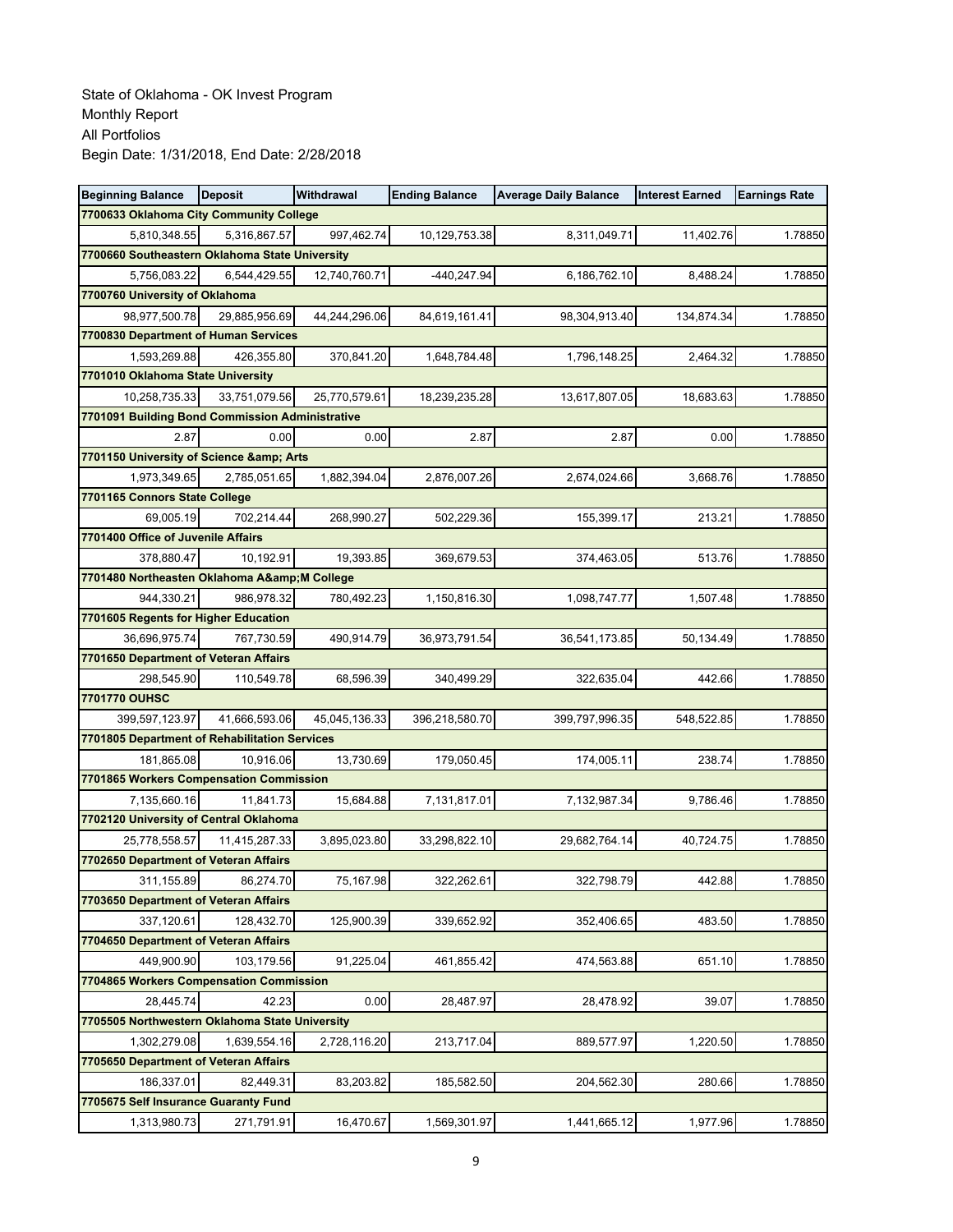State of Oklahoma - OK Invest Program
Monthly Report
All Portfolios
Begin Date: 1/31/2018, End Date: 2/28/2018

| Beginning Balance | Deposit | Withdrawal | Ending Balance | Average Daily Balance | Interest Earned | Earnings Rate |
|---|---|---|---|---|---|---|
| **7700633 Oklahoma City Community College** | | | | | | |
| 5,810,348.55 | 5,316,867.57 | 997,462.74 | 10,129,753.38 | 8,311,049.71 | 11,402.76 | 1.78850 |
| **7700660 Southeastern Oklahoma State University** | | | | | | |
| 5,756,083.22 | 6,544,429.55 | 12,740,760.71 | -440,247.94 | 6,186,762.10 | 8,488.24 | 1.78850 |
| **7700760 University of Oklahoma** | | | | | | |
| 98,977,500.78 | 29,885,956.69 | 44,244,296.06 | 84,619,161.41 | 98,304,913.40 | 134,874.34 | 1.78850 |
| **7700830 Department of Human Services** | | | | | | |
| 1,593,269.88 | 426,355.80 | 370,841.20 | 1,648,784.48 | 1,796,148.25 | 2,464.32 | 1.78850 |
| **7701010 Oklahoma State University** | | | | | | |
| 10,258,735.33 | 33,751,079.56 | 25,770,579.61 | 18,239,235.28 | 13,617,807.05 | 18,683.63 | 1.78850 |
| **7701091 Building Bond Commission Administrative** | | | | | | |
| 2.87 | 0.00 | 0.00 | 2.87 | 2.87 | 0.00 | 1.78850 |
| **7701150 University of Science &amp; Arts** | | | | | | |
| 1,973,349.65 | 2,785,051.65 | 1,882,394.04 | 2,876,007.26 | 2,674,024.66 | 3,668.76 | 1.78850 |
| **7701165 Connors State College** | | | | | | |
| 69,005.19 | 702,214.44 | 268,990.27 | 502,229.36 | 155,399.17 | 213.21 | 1.78850 |
| **7701400 Office of Juvenile Affairs** | | | | | | |
| 378,880.47 | 10,192.91 | 19,393.85 | 369,679.53 | 374,463.05 | 513.76 | 1.78850 |
| **7701480 Northeasten Oklahoma A&amp;M College** | | | | | | |
| 944,330.21 | 986,978.32 | 780,492.23 | 1,150,816.30 | 1,098,747.77 | 1,507.48 | 1.78850 |
| **7701605 Regents for Higher Education** | | | | | | |
| 36,696,975.74 | 767,730.59 | 490,914.79 | 36,973,791.54 | 36,541,173.85 | 50,134.49 | 1.78850 |
| **7701650 Department of Veteran Affairs** | | | | | | |
| 298,545.90 | 110,549.78 | 68,596.39 | 340,499.29 | 322,635.04 | 442.66 | 1.78850 |
| **7701770 OUHSC** | | | | | | |
| 399,597,123.97 | 41,666,593.06 | 45,045,136.33 | 396,218,580.70 | 399,797,996.35 | 548,522.85 | 1.78850 |
| **7701805 Department of Rehabilitation Services** | | | | | | |
| 181,865.08 | 10,916.06 | 13,730.69 | 179,050.45 | 174,005.11 | 238.74 | 1.78850 |
| **7701865 Workers Compensation Commission** | | | | | | |
| 7,135,660.16 | 11,841.73 | 15,684.88 | 7,131,817.01 | 7,132,987.34 | 9,786.46 | 1.78850 |
| **7702120 University of Central Oklahoma** | | | | | | |
| 25,778,558.57 | 11,415,287.33 | 3,895,023.80 | 33,298,822.10 | 29,682,764.14 | 40,724.75 | 1.78850 |
| **7702650 Department of Veteran Affairs** | | | | | | |
| 311,155.89 | 86,274.70 | 75,167.98 | 322,262.61 | 322,798.79 | 442.88 | 1.78850 |
| **7703650 Department of Veteran Affairs** | | | | | | |
| 337,120.61 | 128,432.70 | 125,900.39 | 339,652.92 | 352,406.65 | 483.50 | 1.78850 |
| **7704650 Department of Veteran Affairs** | | | | | | |
| 449,900.90 | 103,179.56 | 91,225.04 | 461,855.42 | 474,563.88 | 651.10 | 1.78850 |
| **7704865 Workers Compensation Commission** | | | | | | |
| 28,445.74 | 42.23 | 0.00 | 28,487.97 | 28,478.92 | 39.07 | 1.78850 |
| **7705505 Northwestern Oklahoma State University** | | | | | | |
| 1,302,279.08 | 1,639,554.16 | 2,728,116.20 | 213,717.04 | 889,577.97 | 1,220.50 | 1.78850 |
| **7705650 Department of Veteran Affairs** | | | | | | |
| 186,337.01 | 82,449.31 | 83,203.82 | 185,582.50 | 204,562.30 | 280.66 | 1.78850 |
| **7705675 Self Insurance Guaranty Fund** | | | | | | |
| 1,313,980.73 | 271,791.91 | 16,470.67 | 1,569,301.97 | 1,441,665.12 | 1,977.96 | 1.78850 |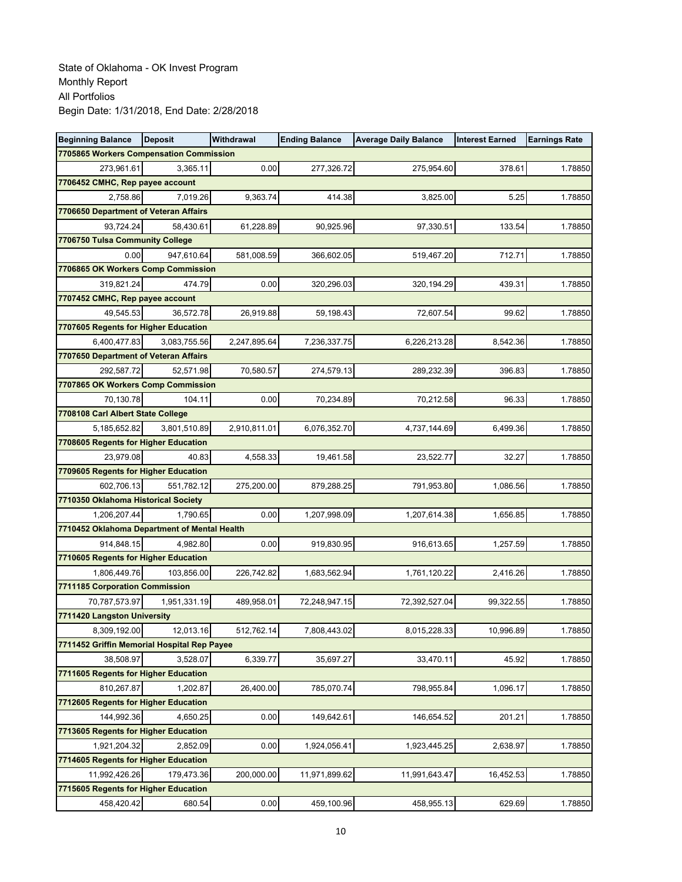State of Oklahoma - OK Invest Program
Monthly Report
All Portfolios
Begin Date: 1/31/2018, End Date: 2/28/2018

| Beginning Balance | Deposit | Withdrawal | Ending Balance | Average Daily Balance | Interest Earned | Earnings Rate |
|---|---|---|---|---|---|---|
| **7705865 Workers Compensation Commission** | | | | | | |
| 273,961.61 | 3,365.11 | 0.00 | 277,326.72 | 275,954.60 | 378.61 | 1.78850 |
| **7706452 CMHC, Rep payee account** | | | | | | |
| 2,758.86 | 7,019.26 | 9,363.74 | 414.38 | 3,825.00 | 5.25 | 1.78850 |
| **7706650 Department of Veteran Affairs** | | | | | | |
| 93,724.24 | 58,430.61 | 61,228.89 | 90,925.96 | 97,330.51 | 133.54 | 1.78850 |
| **7706750 Tulsa Community College** | | | | | | |
| 0.00 | 947,610.64 | 581,008.59 | 366,602.05 | 519,467.20 | 712.71 | 1.78850 |
| **7706865 OK Workers Comp Commission** | | | | | | |
| 319,821.24 | 474.79 | 0.00 | 320,296.03 | 320,194.29 | 439.31 | 1.78850 |
| **7707452 CMHC, Rep payee account** | | | | | | |
| 49,545.53 | 36,572.78 | 26,919.88 | 59,198.43 | 72,607.54 | 99.62 | 1.78850 |
| **7707605 Regents for Higher Education** | | | | | | |
| 6,400,477.83 | 3,083,755.56 | 2,247,895.64 | 7,236,337.75 | 6,226,213.28 | 8,542.36 | 1.78850 |
| **7707650 Department of Veteran Affairs** | | | | | | |
| 292,587.72 | 52,571.98 | 70,580.57 | 274,579.13 | 289,232.39 | 396.83 | 1.78850 |
| **7707865 OK Workers Comp Commission** | | | | | | |
| 70,130.78 | 104.11 | 0.00 | 70,234.89 | 70,212.58 | 96.33 | 1.78850 |
| **7708108 Carl Albert State College** | | | | | | |
| 5,185,652.82 | 3,801,510.89 | 2,910,811.01 | 6,076,352.70 | 4,737,144.69 | 6,499.36 | 1.78850 |
| **7708605 Regents for Higher Education** | | | | | | |
| 23,979.08 | 40.83 | 4,558.33 | 19,461.58 | 23,522.77 | 32.27 | 1.78850 |
| **7709605 Regents for Higher Education** | | | | | | |
| 602,706.13 | 551,782.12 | 275,200.00 | 879,288.25 | 791,953.80 | 1,086.56 | 1.78850 |
| **7710350 Oklahoma Historical Society** | | | | | | |
| 1,206,207.44 | 1,790.65 | 0.00 | 1,207,998.09 | 1,207,614.38 | 1,656.85 | 1.78850 |
| **7710452 Oklahoma Department of Mental Health** | | | | | | |
| 914,848.15 | 4,982.80 | 0.00 | 919,830.95 | 916,613.65 | 1,257.59 | 1.78850 |
| **7710605 Regents for Higher Education** | | | | | | |
| 1,806,449.76 | 103,856.00 | 226,742.82 | 1,683,562.94 | 1,761,120.22 | 2,416.26 | 1.78850 |
| **7711185 Corporation Commission** | | | | | | |
| 70,787,573.97 | 1,951,331.19 | 489,958.01 | 72,248,947.15 | 72,392,527.04 | 99,322.55 | 1.78850 |
| **7711420 Langston University** | | | | | | |
| 8,309,192.00 | 12,013.16 | 512,762.14 | 7,808,443.02 | 8,015,228.33 | 10,996.89 | 1.78850 |
| **7711452 Griffin Memorial Hospital Rep Payee** | | | | | | |
| 38,508.97 | 3,528.07 | 6,339.77 | 35,697.27 | 33,470.11 | 45.92 | 1.78850 |
| **7711605 Regents for Higher Education** | | | | | | |
| 810,267.87 | 1,202.87 | 26,400.00 | 785,070.74 | 798,955.84 | 1,096.17 | 1.78850 |
| **7712605 Regents for Higher Education** | | | | | | |
| 144,992.36 | 4,650.25 | 0.00 | 149,642.61 | 146,654.52 | 201.21 | 1.78850 |
| **7713605 Regents for Higher Education** | | | | | | |
| 1,921,204.32 | 2,852.09 | 0.00 | 1,924,056.41 | 1,923,445.25 | 2,638.97 | 1.78850 |
| **7714605 Regents for Higher Education** | | | | | | |
| 11,992,426.26 | 179,473.36 | 200,000.00 | 11,971,899.62 | 11,991,643.47 | 16,452.53 | 1.78850 |
| **7715605 Regents for Higher Education** | | | | | | |
| 458,420.42 | 680.54 | 0.00 | 459,100.96 | 458,955.13 | 629.69 | 1.78850 |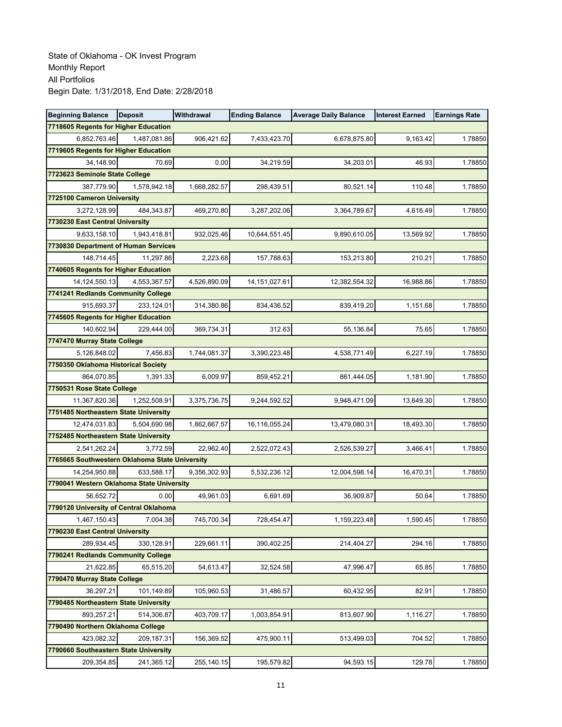State of Oklahoma - OK Invest Program
Monthly Report
All Portfolios
Begin Date: 1/31/2018, End Date: 2/28/2018

| Beginning Balance | Deposit | Withdrawal | Ending Balance | Average Daily Balance | Interest Earned | Earnings Rate |
|---|---|---|---|---|---|---|
| **7718605 Regents for Higher Education** | | | | | | |
| 6,852,763.46 | 1,487,081.86 | 906,421.62 | 7,433,423.70 | 6,678,875.80 | 9,163.42 | 1.78850 |
| **7719605 Regents for Higher Education** | | | | | | |
| 34,148.90 | 70.69 | 0.00 | 34,219.59 | 34,203.01 | 46.93 | 1.78850 |
| **7723623 Seminole State College** | | | | | | |
| 387,779.90 | 1,578,942.18 | 1,668,282.57 | 298,439.51 | 80,521.14 | 110.48 | 1.78850 |
| **7725100 Cameron University** | | | | | | |
| 3,272,128.99 | 484,343.87 | 469,270.80 | 3,287,202.06 | 3,364,789.67 | 4,616.49 | 1.78850 |
| **7730230 East Central University** | | | | | | |
| 9,633,158.10 | 1,943,418.81 | 932,025.46 | 10,644,551.45 | 9,890,610.05 | 13,569.92 | 1.78850 |
| **7730830 Department of Human Services** | | | | | | |
| 148,714.45 | 11,297.86 | 2,223.68 | 157,788.63 | 153,213.80 | 210.21 | 1.78850 |
| **7740605 Regents for Higher Education** | | | | | | |
| 14,124,550.13 | 4,553,367.57 | 4,526,890.09 | 14,151,027.61 | 12,382,554.32 | 16,988.86 | 1.78850 |
| **7741241 Redlands Community College** | | | | | | |
| 915,693.37 | 233,124.01 | 314,380.86 | 834,436.52 | 839,419.20 | 1,151.68 | 1.78850 |
| **7745605 Regents for Higher Education** | | | | | | |
| 140,602.94 | 229,444.00 | 369,734.31 | 312.63 | 55,136.84 | 75.65 | 1.78850 |
| **7747470 Murray State College** | | | | | | |
| 5,126,848.02 | 7,456.83 | 1,744,081.37 | 3,390,223.48 | 4,538,771.49 | 6,227.19 | 1.78850 |
| **7750350 Oklahoma Historical Society** | | | | | | |
| 864,070.85 | 1,391.33 | 6,009.97 | 859,452.21 | 861,444.05 | 1,181.90 | 1.78850 |
| **7750531 Rose State College** | | | | | | |
| 11,367,820.36 | 1,252,508.91 | 3,375,736.75 | 9,244,592.52 | 9,948,471.09 | 13,649.30 | 1.78850 |
| **7751485 Northeastern State University** | | | | | | |
| 12,474,031.83 | 5,504,690.98 | 1,862,667.57 | 16,116,055.24 | 13,479,080.31 | 18,493.30 | 1.78850 |
| **7752485 Northeastern State University** | | | | | | |
| 2,541,262.24 | 3,772.59 | 22,962.40 | 2,522,072.43 | 2,526,539.27 | 3,466.41 | 1.78850 |
| **7765665 Southwestern Oklahoma State University** | | | | | | |
| 14,254,950.88 | 633,588.17 | 9,356,302.93 | 5,532,236.12 | 12,004,598.14 | 16,470.31 | 1.78850 |
| **7790041 Western Oklahoma State University** | | | | | | |
| 56,652.72 | 0.00 | 49,961.03 | 6,691.69 | 36,909.87 | 50.64 | 1.78850 |
| **7790120 University of Central Oklahoma** | | | | | | |
| 1,467,150.43 | 7,004.38 | 745,700.34 | 728,454.47 | 1,159,223.48 | 1,590.45 | 1.78850 |
| **7790230 East Central University** | | | | | | |
| 289,934.45 | 330,128.91 | 229,661.11 | 390,402.25 | 214,404.27 | 294.16 | 1.78850 |
| **7790241 Redlands Community College** | | | | | | |
| 21,622.85 | 65,515.20 | 54,613.47 | 32,524.58 | 47,996.47 | 65.85 | 1.78850 |
| **7790470 Murray State College** | | | | | | |
| 36,297.21 | 101,149.89 | 105,960.53 | 31,486.57 | 60,432.95 | 82.91 | 1.78850 |
| **7790485 Northeastern State University** | | | | | | |
| 893,257.21 | 514,306.87 | 403,709.17 | 1,003,854.91 | 813,607.90 | 1,116.27 | 1.78850 |
| **7790490 Northern Oklahoma College** | | | | | | |
| 423,082.32 | 209,187.31 | 156,369.52 | 475,900.11 | 513,499.03 | 704.52 | 1.78850 |
| **7790660 Southeastern State University** | | | | | | |
| 209,354.85 | 241,365.12 | 255,140.15 | 195,579.82 | 94,593.15 | 129.78 | 1.78850 |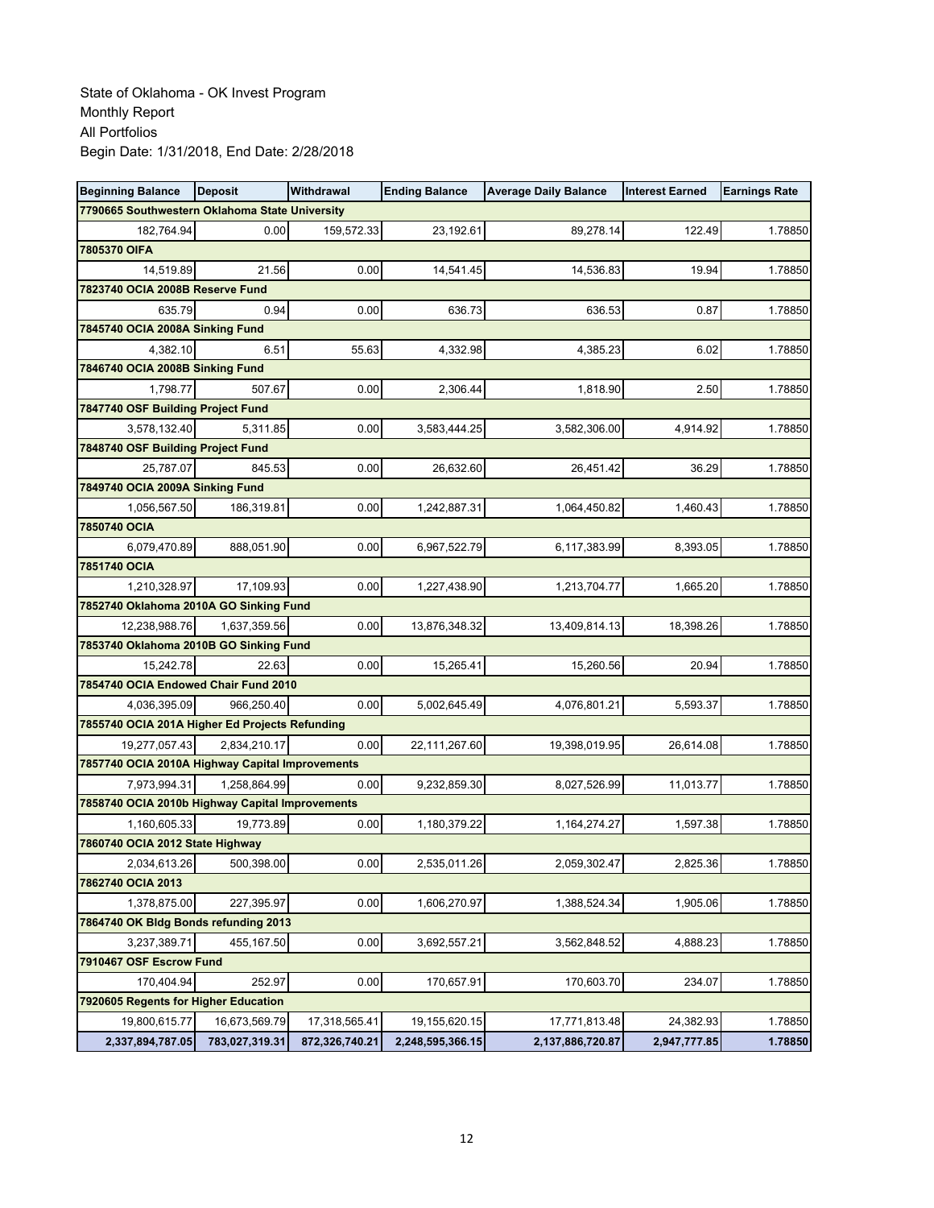State of Oklahoma - OK Invest Program
Monthly Report
All Portfolios
Begin Date: 1/31/2018, End Date: 2/28/2018

| Beginning Balance | Deposit | Withdrawal | Ending Balance | Average Daily Balance | Interest Earned | Earnings Rate |
|---|---|---|---|---|---|---|
| **7790665 Southwestern Oklahoma State University** | | | | | | |
| 182,764.94 | 0.00 | 159,572.33 | 23,192.61 | 89,278.14 | 122.49 | 1.78850 |
| **7805370 OIFA** | | | | | | |
| 14,519.89 | 21.56 | 0.00 | 14,541.45 | 14,536.83 | 19.94 | 1.78850 |
| **7823740 OCIA 2008B Reserve Fund** | | | | | | |
| 635.79 | 0.94 | 0.00 | 636.73 | 636.53 | 0.87 | 1.78850 |
| **7845740 OCIA 2008A Sinking Fund** | | | | | | |
| 4,382.10 | 6.51 | 55.63 | 4,332.98 | 4,385.23 | 6.02 | 1.78850 |
| **7846740 OCIA 2008B Sinking Fund** | | | | | | |
| 1,798.77 | 507.67 | 0.00 | 2,306.44 | 1,818.90 | 2.50 | 1.78850 |
| **7847740 OSF Building Project Fund** | | | | | | |
| 3,578,132.40 | 5,311.85 | 0.00 | 3,583,444.25 | 3,582,306.00 | 4,914.92 | 1.78850 |
| **7848740 OSF Building Project Fund** | | | | | | |
| 25,787.07 | 845.53 | 0.00 | 26,632.60 | 26,451.42 | 36.29 | 1.78850 |
| **7849740 OCIA 2009A Sinking Fund** | | | | | | |
| 1,056,567.50 | 186,319.81 | 0.00 | 1,242,887.31 | 1,064,450.82 | 1,460.43 | 1.78850 |
| **7850740 OCIA** | | | | | | |
| 6,079,470.89 | 888,051.90 | 0.00 | 6,967,522.79 | 6,117,383.99 | 8,393.05 | 1.78850 |
| **7851740 OCIA** | | | | | | |
| 1,210,328.97 | 17,109.93 | 0.00 | 1,227,438.90 | 1,213,704.77 | 1,665.20 | 1.78850 |
| **7852740 Oklahoma 2010A GO Sinking Fund** | | | | | | |
| 12,238,988.76 | 1,637,359.56 | 0.00 | 13,876,348.32 | 13,409,814.13 | 18,398.26 | 1.78850 |
| **7853740 Oklahoma 2010B GO Sinking Fund** | | | | | | |
| 15,242.78 | 22.63 | 0.00 | 15,265.41 | 15,260.56 | 20.94 | 1.78850 |
| **7854740 OCIA Endowed Chair Fund 2010** | | | | | | |
| 4,036,395.09 | 966,250.40 | 0.00 | 5,002,645.49 | 4,076,801.21 | 5,593.37 | 1.78850 |
| **7855740 OCIA 201A Higher Ed Projects Refunding** | | | | | | |
| 19,277,057.43 | 2,834,210.17 | 0.00 | 22,111,267.60 | 19,398,019.95 | 26,614.08 | 1.78850 |
| **7857740 OCIA 2010A Highway Capital Improvements** | | | | | | |
| 7,973,994.31 | 1,258,864.99 | 0.00 | 9,232,859.30 | 8,027,526.99 | 11,013.77 | 1.78850 |
| **7858740 OCIA 2010b Highway Capital Improvements** | | | | | | |
| 1,160,605.33 | 19,773.89 | 0.00 | 1,180,379.22 | 1,164,274.27 | 1,597.38 | 1.78850 |
| **7860740 OCIA 2012 State Highway** | | | | | | |
| 2,034,613.26 | 500,398.00 | 0.00 | 2,535,011.26 | 2,059,302.47 | 2,825.36 | 1.78850 |
| **7862740 OCIA 2013** | | | | | | |
| 1,378,875.00 | 227,395.97 | 0.00 | 1,606,270.97 | 1,388,524.34 | 1,905.06 | 1.78850 |
| **7864740 OK Bldg Bonds refunding 2013** | | | | | | |
| 3,237,389.71 | 455,167.50 | 0.00 | 3,692,557.21 | 3,562,848.52 | 4,888.23 | 1.78850 |
| **7910467 OSF Escrow Fund** | | | | | | |
| 170,404.94 | 252.97 | 0.00 | 170,657.91 | 170,603.70 | 234.07 | 1.78850 |
| **7920605 Regents for Higher Education** | | | | | | |
| 19,800,615.77 | 16,673,569.79 | 17,318,565.41 | 19,155,620.15 | 17,771,813.48 | 24,382.93 | 1.78850 |
| **2,337,894,787.05** | **783,027,319.31** | **872,326,740.21** | **2,248,595,366.15** | **2,137,886,720.87** | **2,947,777.85** | **1.78850** |